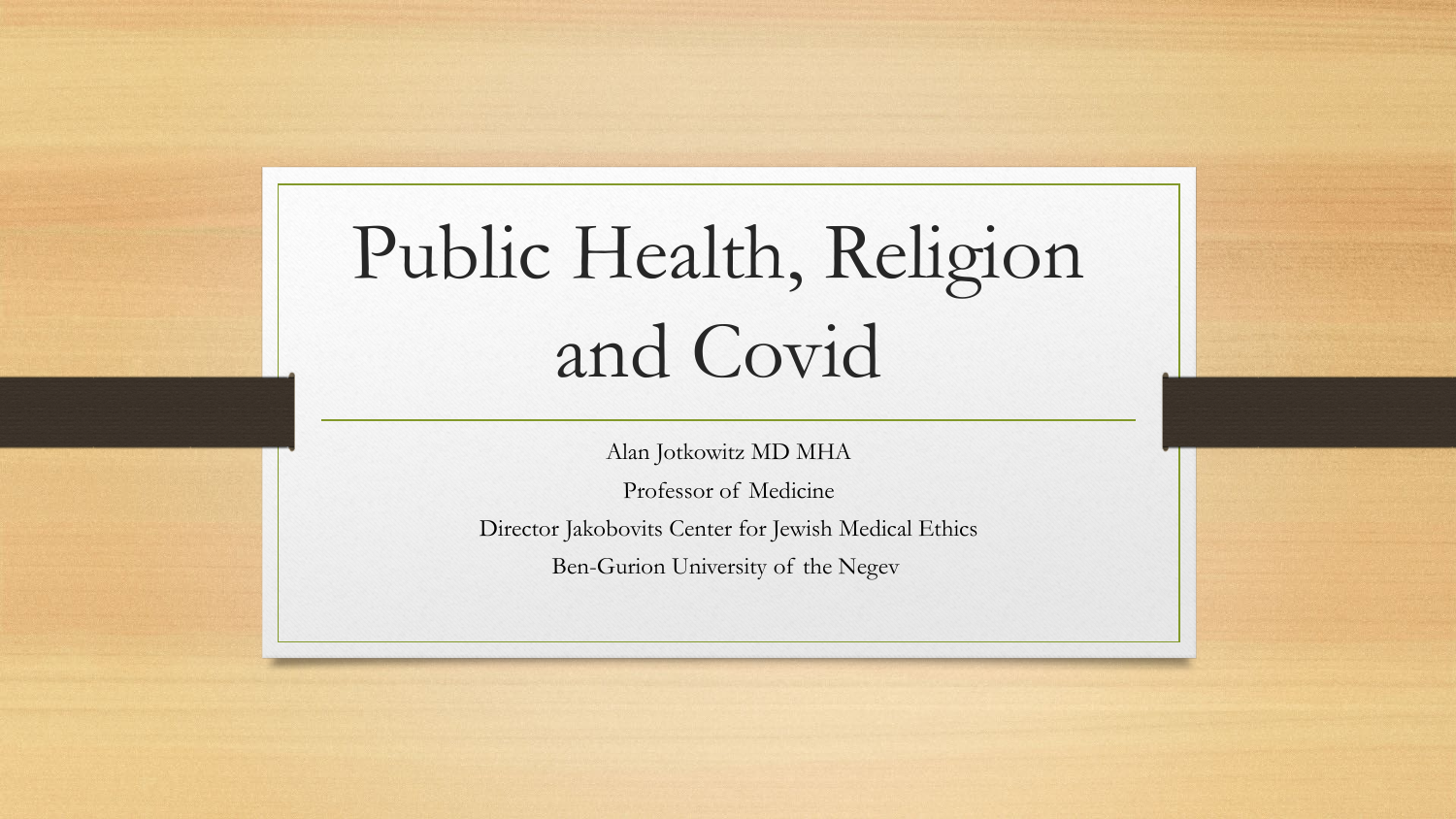# Public Health, Religion and Covid

Alan Jotkowitz MD MHA

Professor of Medicine

Director Jakobovits Center for Jewish Medical Ethics

Ben-Gurion University of the Negev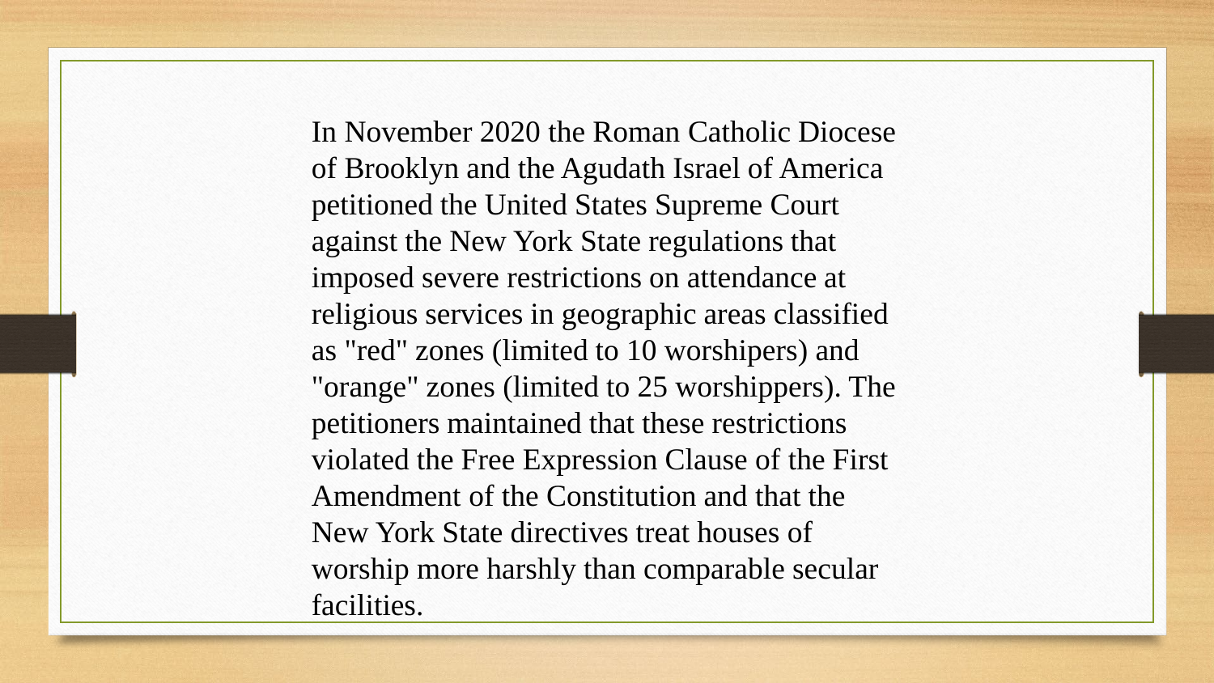In November 2020 the Roman Catholic Diocese of Brooklyn and the Agudath Israel of America petitioned the United States Supreme Court against the New York State regulations that imposed severe restrictions on attendance at religious services in geographic areas classified as "red" zones (limited to 10 worshipers) and "orange" zones (limited to 25 worshippers). The petitioners maintained that these restrictions violated the Free Expression Clause of the First Amendment of the Constitution and that the New York State directives treat houses of worship more harshly than comparable secular facilities.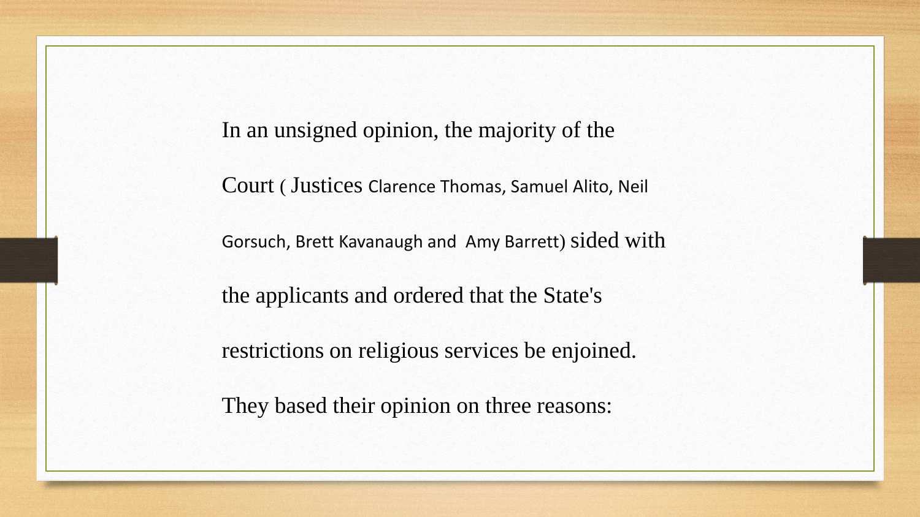In an unsigned opinion, the majority of the Court ( Justices Clarence Thomas, Samuel Alito, Neil Gorsuch, Brett Kavanaugh and Amy Barrett) sided with the applicants and ordered that the State's restrictions on religious services be enjoined.

They based their opinion on three reasons: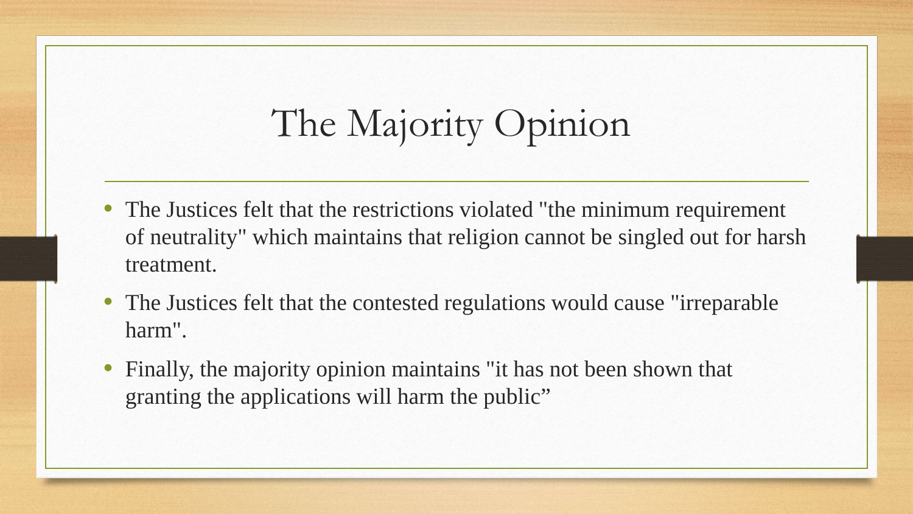# The Majority Opinion

- The Justices felt that the restrictions violated "the minimum requirement of neutrality" which maintains that religion cannot be singled out for harsh treatment.
- The Justices felt that the contested regulations would cause "irreparable harm".
- Finally, the majority opinion maintains "it has not been shown that granting the applications will harm the public”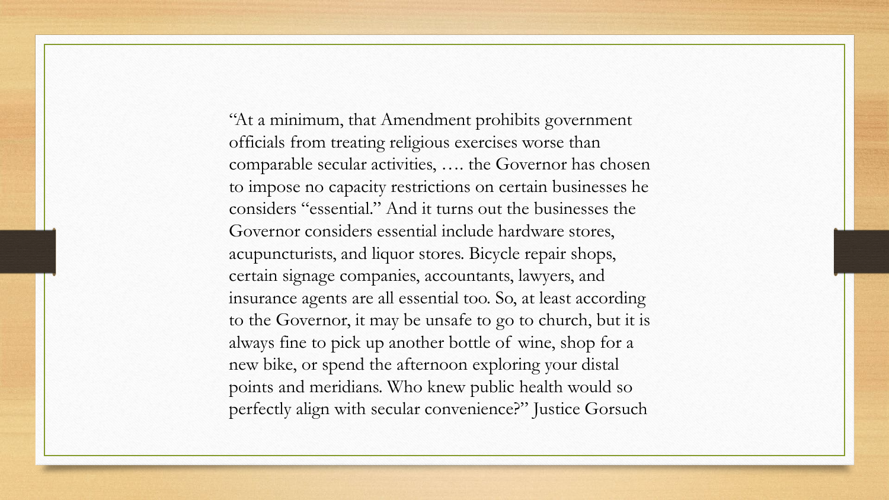"At a minimum, that Amendment prohibits government officials from treating religious exercises worse than comparable secular activities, …. the Governor has chosen to impose no capacity restrictions on certain businesses he considers "essential." And it turns out the businesses the Governor considers essential include hardware stores, acupuncturists, and liquor stores. Bicycle repair shops, certain signage companies, accountants, lawyers, and insurance agents are all essential too. So, at least according to the Governor, it may be unsafe to go to church, but it is always fine to pick up another bottle of wine, shop for a new bike, or spend the afternoon exploring your distal points and meridians. Who knew public health would so perfectly align with secular convenience?" Justice Gorsuch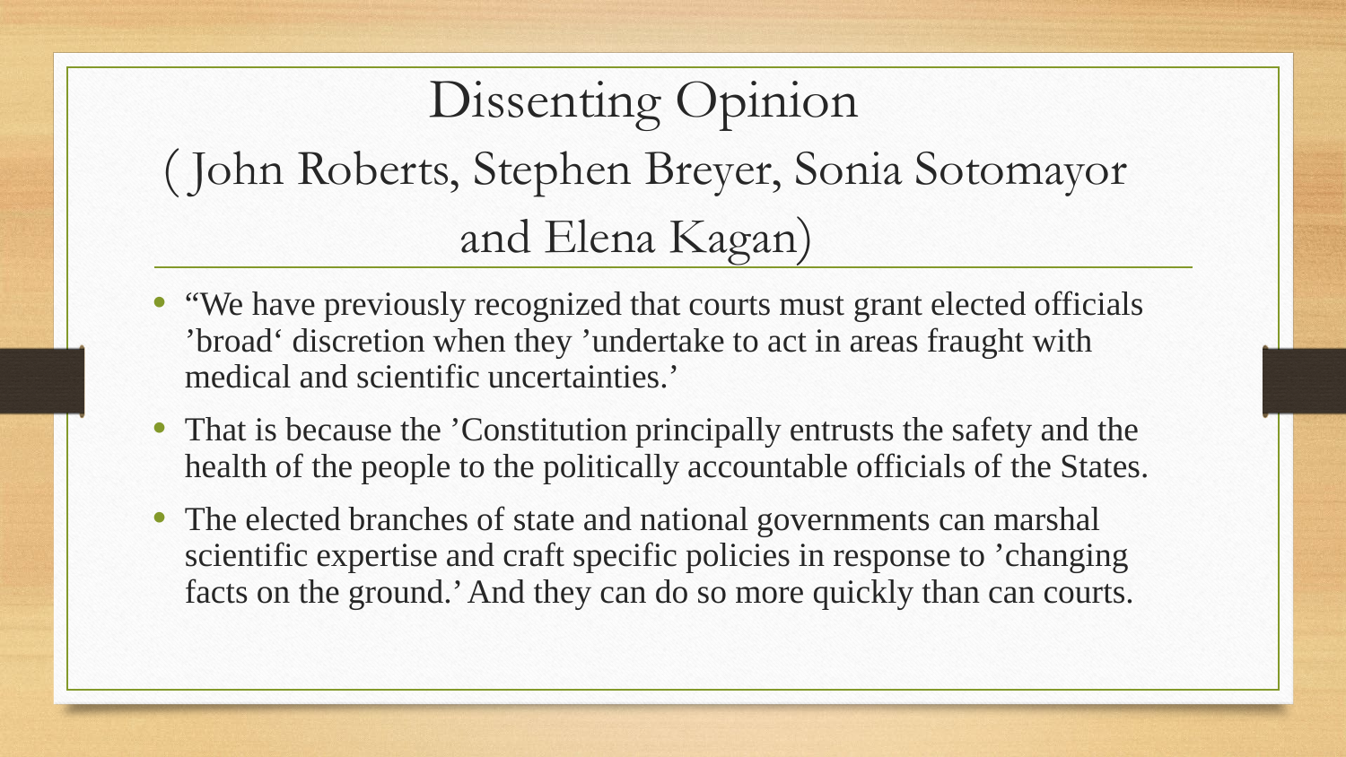# Dissenting Opinion
# ( John Roberts, Stephen Breyer, Sonia Sotomayor and Elena Kagan)

- “We have previously recognized that courts must grant elected officials ’broad‘ discretion when they ’undertake to act in areas fraught with medical and scientific uncertainties.’
- That is because the ’Constitution principally entrusts the safety and the health of the people to the politically accountable officials of the States.
- The elected branches of state and national governments can marshal scientific expertise and craft specific policies in response to ’changing facts on the ground.’ And they can do so more quickly than can courts.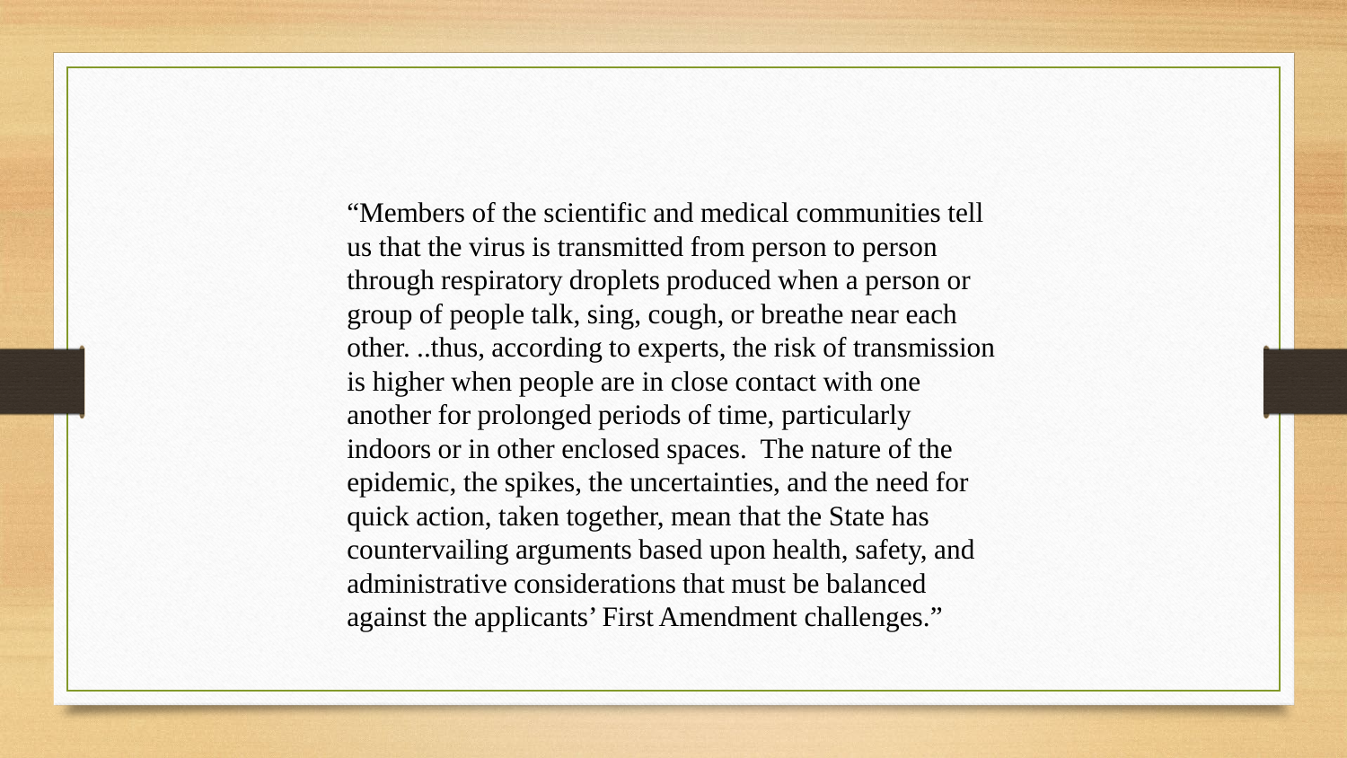"Members of the scientific and medical communities tell us that the virus is transmitted from person to person through respiratory droplets produced when a person or group of people talk, sing, cough, or breathe near each other. ..thus, according to experts, the risk of transmission is higher when people are in close contact with one another for prolonged periods of time, particularly indoors or in other enclosed spaces. The nature of the epidemic, the spikes, the uncertainties, and the need for quick action, taken together, mean that the State has countervailing arguments based upon health, safety, and administrative considerations that must be balanced against the applicants' First Amendment challenges."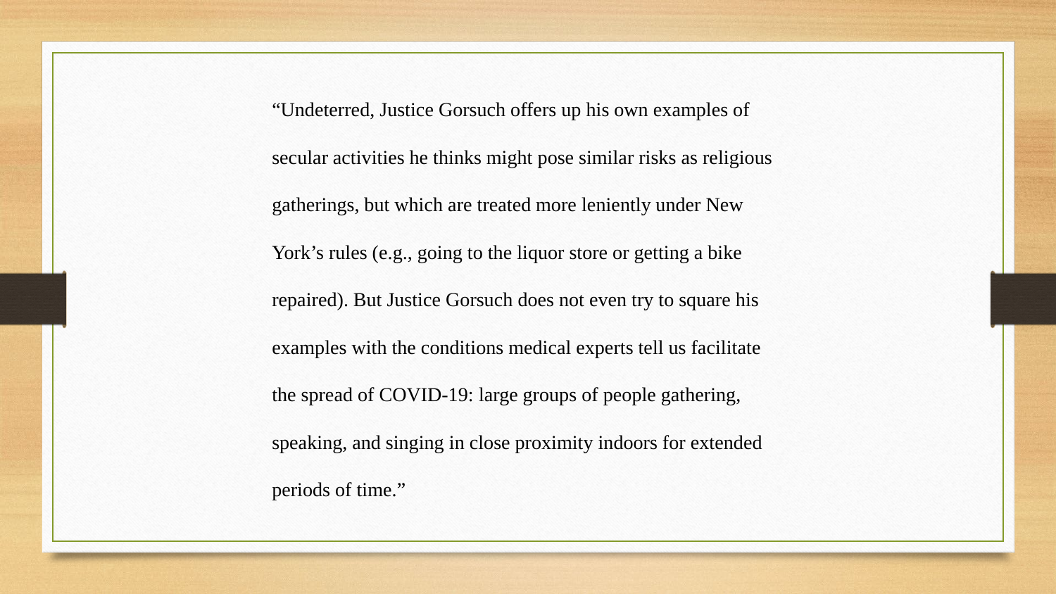"Undeterred, Justice Gorsuch offers up his own examples of secular activities he thinks might pose similar risks as religious gatherings, but which are treated more leniently under New York's rules (e.g., going to the liquor store or getting a bike repaired). But Justice Gorsuch does not even try to square his examples with the conditions medical experts tell us facilitate the spread of COVID-19: large groups of people gathering, speaking, and singing in close proximity indoors for extended periods of time."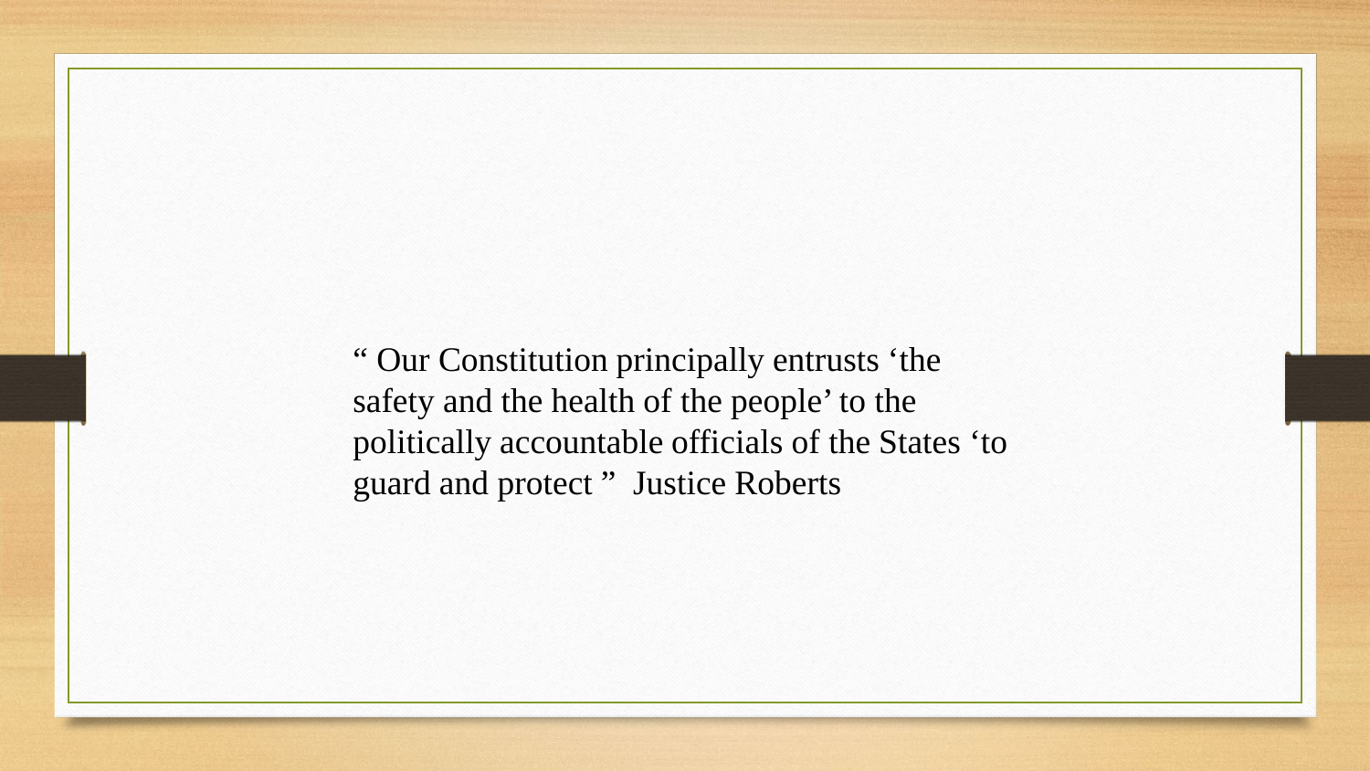" Our Constitution principally entrusts 'the safety and the health of the people' to the politically accountable officials of the States 'to guard and protect " Justice Roberts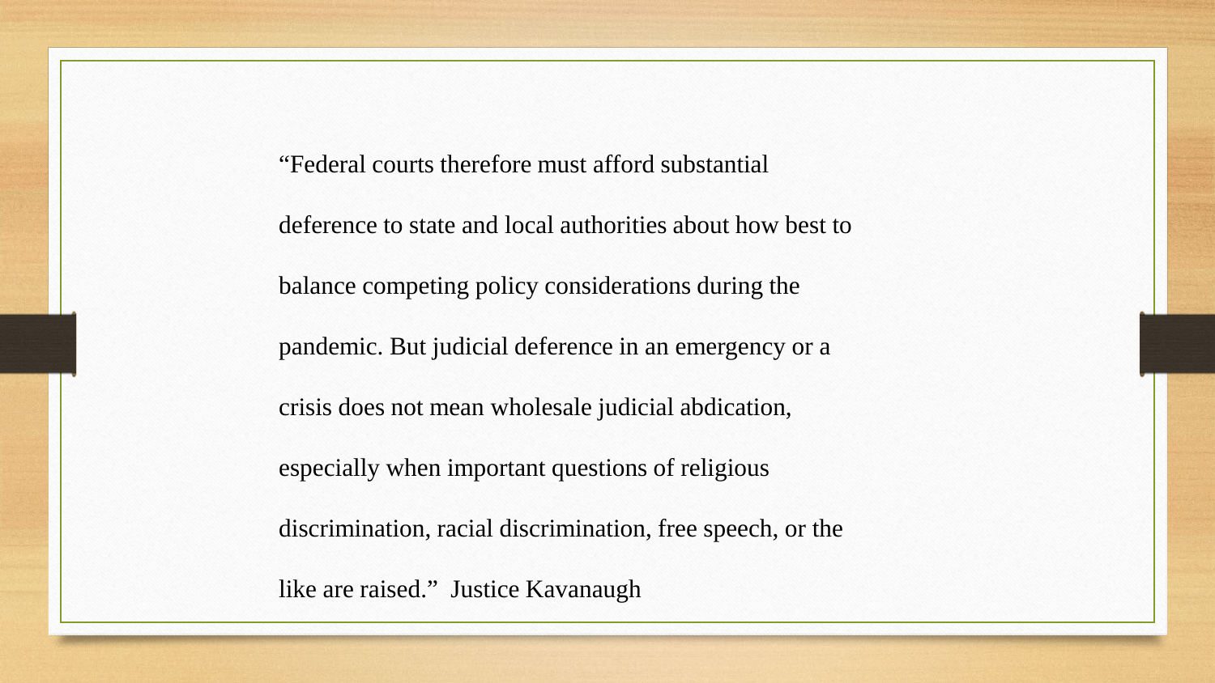"Federal courts therefore must afford substantial deference to state and local authorities about how best to balance competing policy considerations during the pandemic. But judicial deference in an emergency or a crisis does not mean wholesale judicial abdication, especially when important questions of religious discrimination, racial discrimination, free speech, or the like are raised." Justice Kavanaugh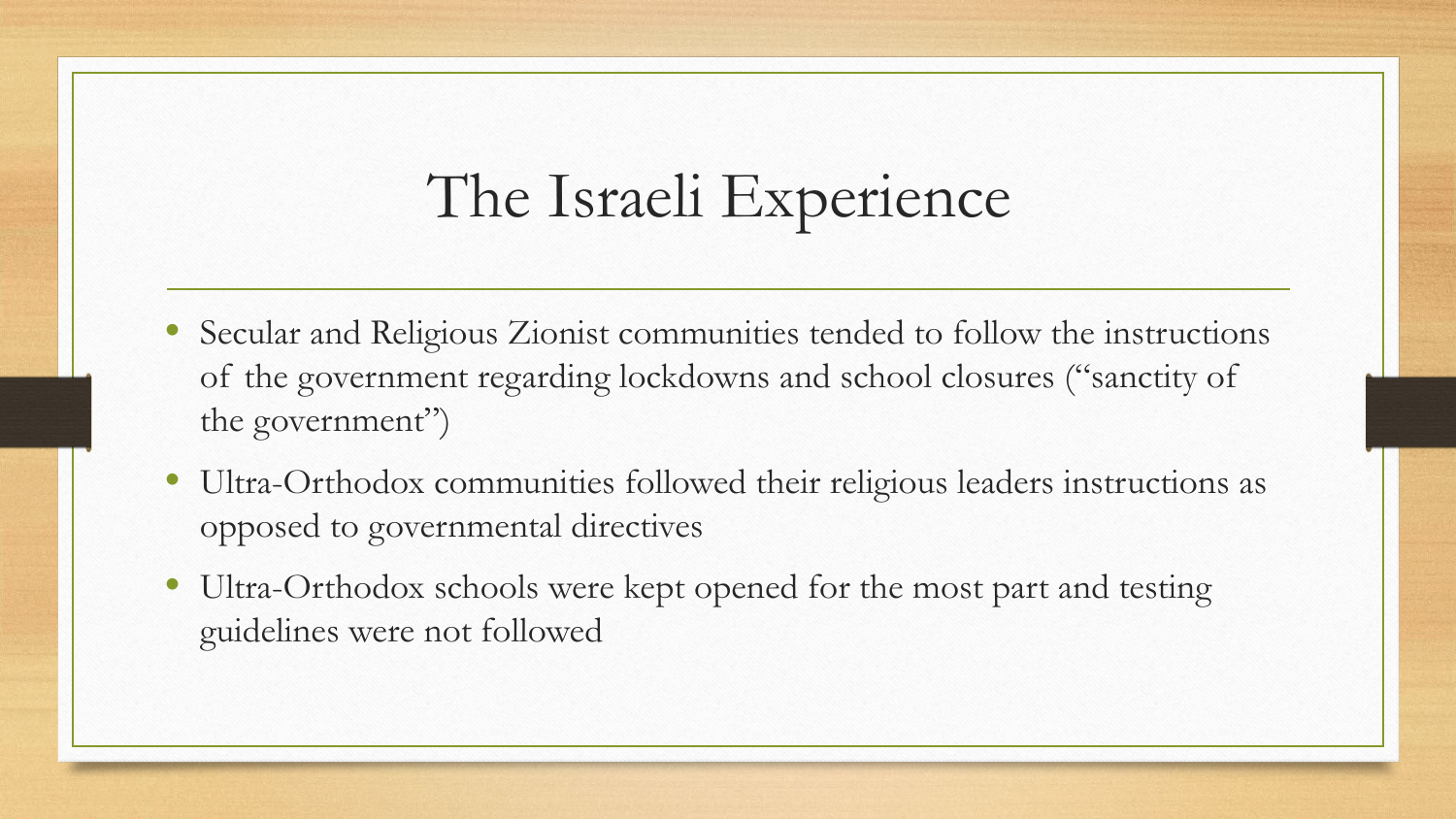# The Israeli Experience

- Secular and Religious Zionist communities tended to follow the instructions of the government regarding lockdowns and school closures ("sanctity of the government")
- Ultra-Orthodox communities followed their religious leaders instructions as opposed to governmental directives
- Ultra-Orthodox schools were kept opened for the most part and testing guidelines were not followed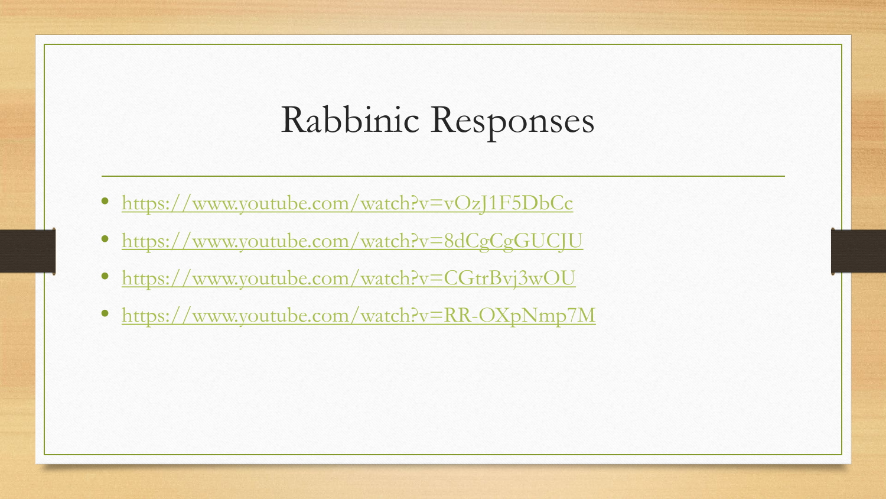# Rabbinic Responses

- https://www.youtube.com/watch?v=vOzJ1F5DbCc
- https://www.youtube.com/watch?v=8dCgCgGUCJU
- https://www.youtube.com/watch?v=CGtrBvj3wOU
- https://www.youtube.com/watch?v=RR-OXpNmp7M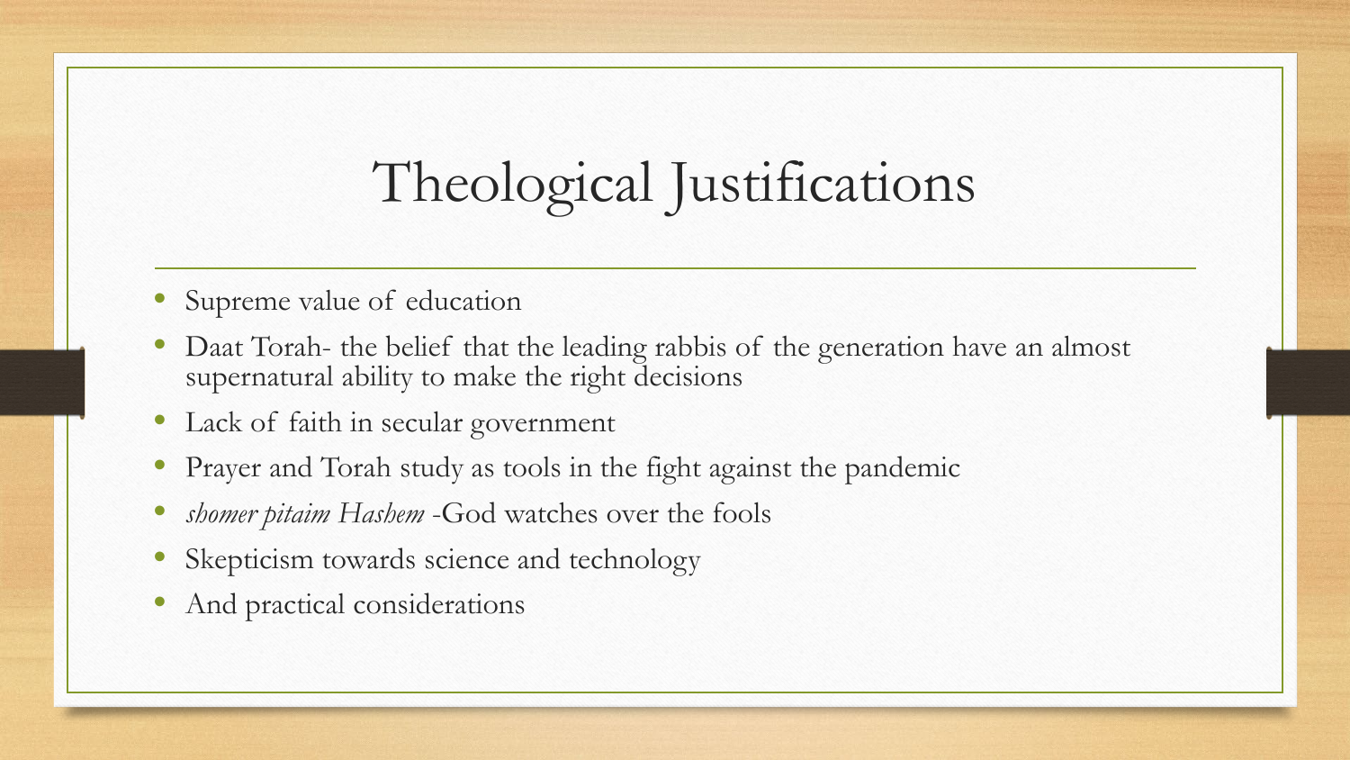# Theological Justifications

- Supreme value of education
- Daat Torah- the belief that the leading rabbis of the generation have an almost supernatural ability to make the right decisions
- Lack of faith in secular government
- Prayer and Torah study as tools in the fight against the pandemic
- *shomer pitaim Hashem* -God watches over the fools
- Skepticism towards science and technology
- And practical considerations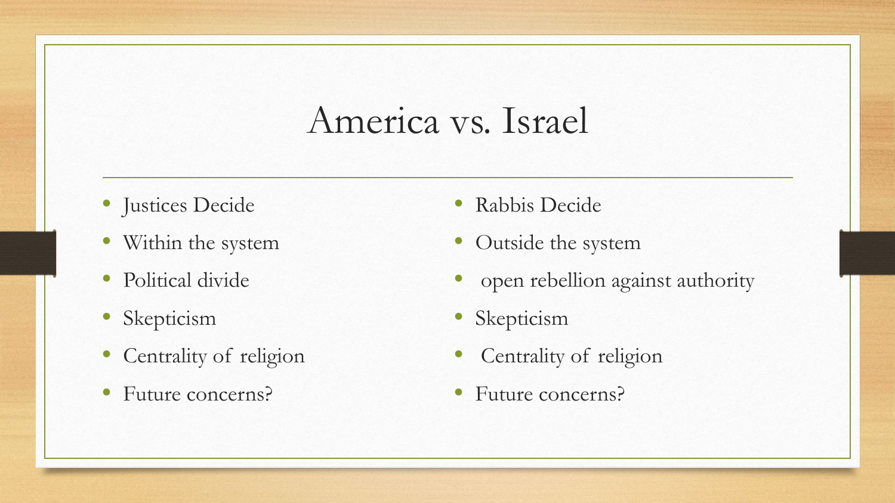# America vs. Israel

- Justices Decide
- Within the system
- Political divide
- Skepticism
- Centrality of religion
- Future concerns?

- Rabbis Decide
- Outside the system
- open rebellion against authority
- Skepticism
- Centrality of religion
- Future concerns?